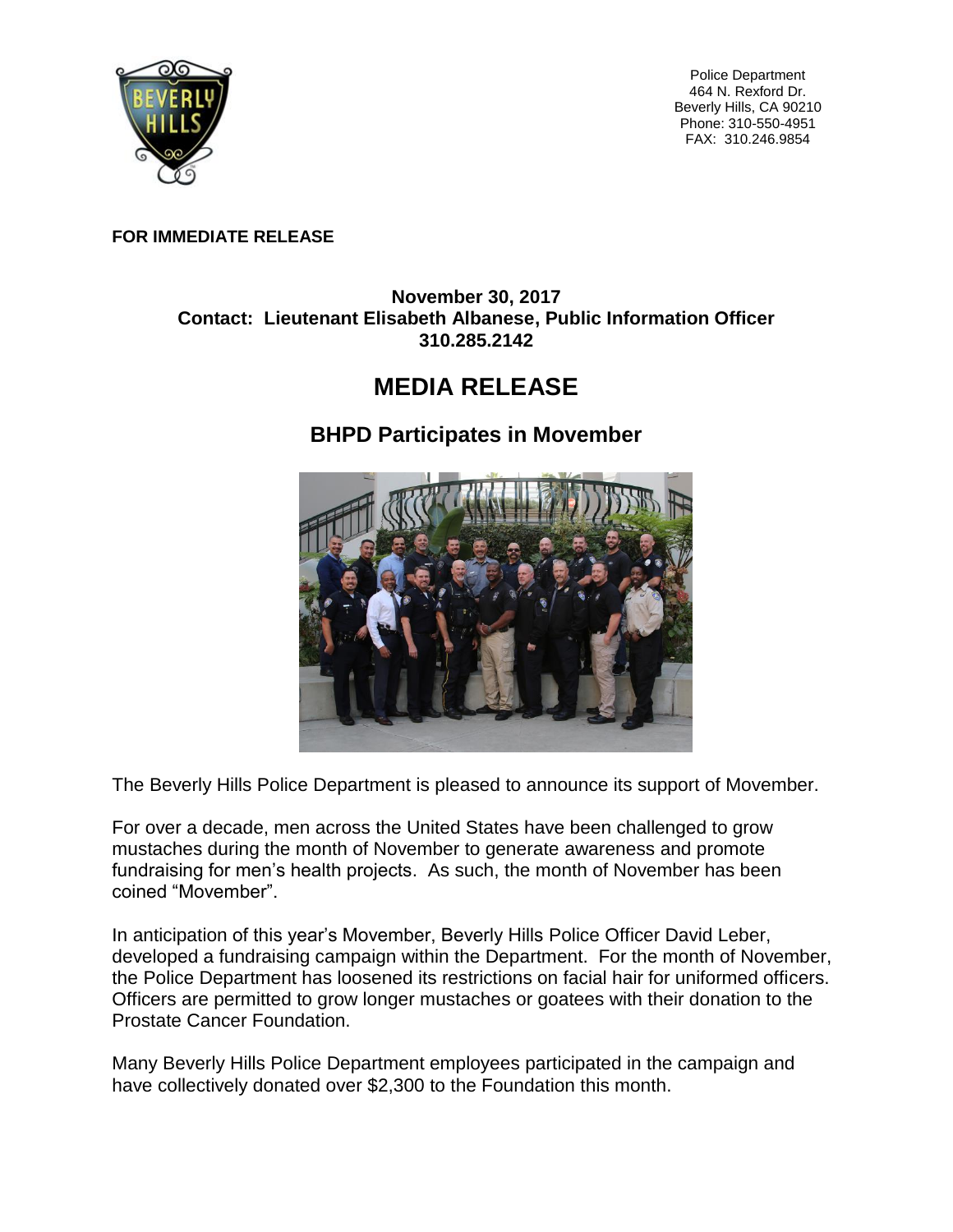Police Department
464 N. Rexford Dr.
Beverly Hills, CA 90210
Phone: 310-550-4951
FAX: 310.246.9854

**FOR IMMEDIATE RELEASE**

**November 30, 2017**
**Contact: Lieutenant Elisabeth Albanese, Public Information Officer**
**310.285.2142**

# MEDIA RELEASE

## BHPD Participates in Movember

The Beverly Hills Police Department is pleased to announce its support of Movember.

For over a decade, men across the United States have been challenged to grow mustaches during the month of November to generate awareness and promote fundraising for men's health projects. As such, the month of November has been coined "Movember".

In anticipation of this year's Movember, Beverly Hills Police Officer David Leber, developed a fundraising campaign within the Department. For the month of November, the Police Department has loosened its restrictions on facial hair for uniformed officers. Officers are permitted to grow longer mustaches or goatees with their donation to the Prostate Cancer Foundation.

Many Beverly Hills Police Department employees participated in the campaign and have collectively donated over $2,300 to the Foundation this month.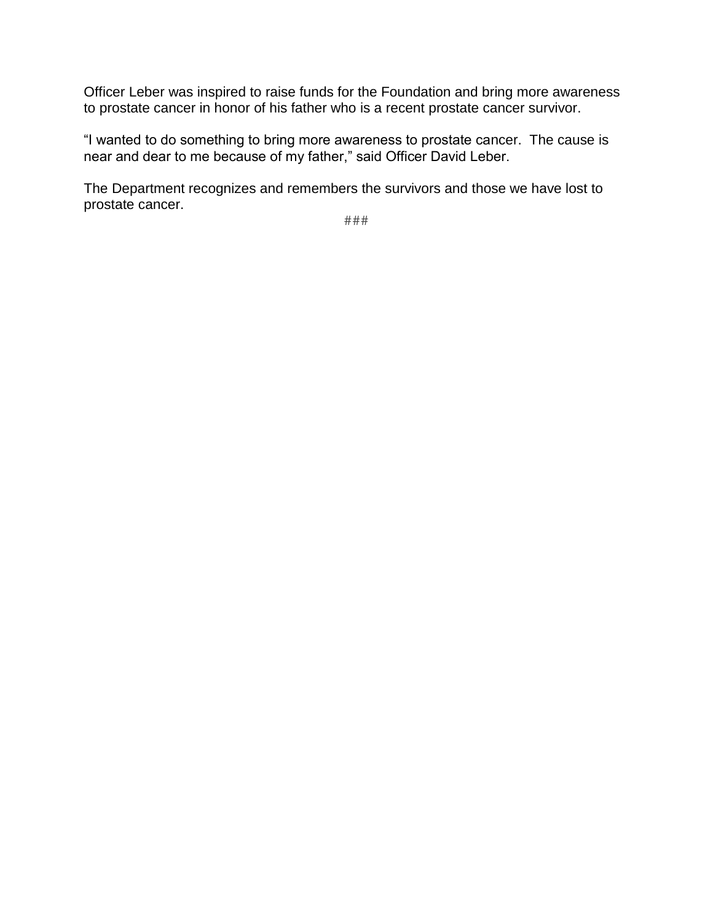Officer Leber was inspired to raise funds for the Foundation and bring more awareness to prostate cancer in honor of his father who is a recent prostate cancer survivor.

"I wanted to do something to bring more awareness to prostate cancer.  The cause is near and dear to me because of my father," said Officer David Leber.

The Department recognizes and remembers the survivors and those we have lost to prostate cancer.

###